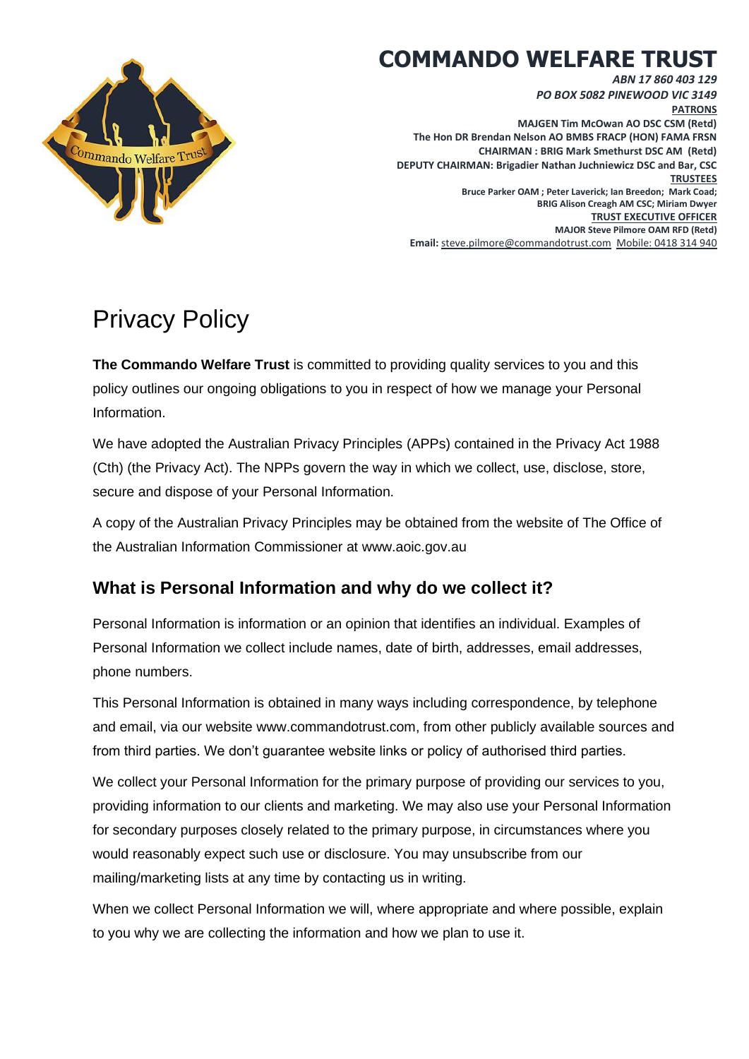# COMMANDO WELFARE TRUST

*ABN 17 860 403 129*
*PO BOX 5082 PINEWOOD VIC 3149*

**PATRONS**
**MAJGEN Tim McOwan AO DSC CSM (Retd)**
**The Hon DR Brendan Nelson AO BMBS FRACP (HON) FAMA FRSN**
**CHAIRMAN : BRIG Mark Smethurst DSC AM (Retd)**
**DEPUTY CHAIRMAN: Brigadier Nathan Juchniewicz DSC and Bar, CSC**

**TRUSTEES**
**Bruce Parker OAM ; Peter Laverick; Ian Breedon; Mark Coad;**
**BRIG Alison Creagh AM CSC; Miriam Dwyer**

**TRUST EXECUTIVE OFFICER**
**MAJOR Steve Pilmore OAM RFD (Retd)**
**Email:** steve.pilmore@commandotrust.com Mobile: 0418 314 940

# Privacy Policy

**The Commando Welfare Trust** is committed to providing quality services to you and this policy outlines our ongoing obligations to you in respect of how we manage your Personal Information.

We have adopted the Australian Privacy Principles (APPs) contained in the Privacy Act 1988 (Cth) (the Privacy Act). The NPPs govern the way in which we collect, use, disclose, store, secure and dispose of your Personal Information.

A copy of the Australian Privacy Principles may be obtained from the website of The Office of the Australian Information Commissioner at www.aoic.gov.au

## What is Personal Information and why do we collect it?

Personal Information is information or an opinion that identifies an individual. Examples of Personal Information we collect include names, date of birth, addresses, email addresses, phone numbers.

This Personal Information is obtained in many ways including correspondence, by telephone and email, via our website www.commandotrust.com, from other publicly available sources and from third parties. We don't guarantee website links or policy of authorised third parties.

We collect your Personal Information for the primary purpose of providing our services to you, providing information to our clients and marketing. We may also use your Personal Information for secondary purposes closely related to the primary purpose, in circumstances where you would reasonably expect such use or disclosure. You may unsubscribe from our mailing/marketing lists at any time by contacting us in writing.

When we collect Personal Information we will, where appropriate and where possible, explain to you why we are collecting the information and how we plan to use it.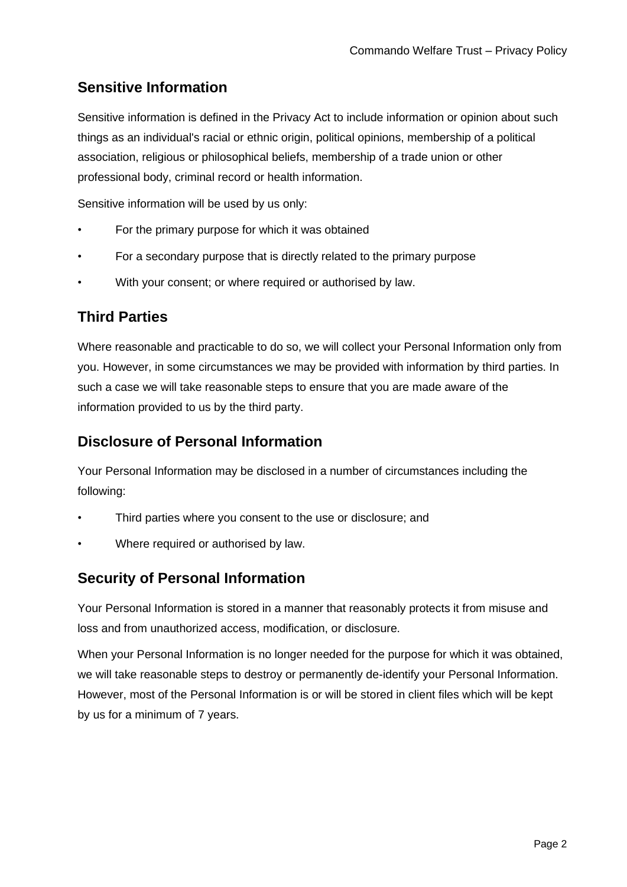## Sensitive Information

Sensitive information is defined in the Privacy Act to include information or opinion about such things as an individual's racial or ethnic origin, political opinions, membership of a political association, religious or philosophical beliefs, membership of a trade union or other professional body, criminal record or health information.

Sensitive information will be used by us only:

- For the primary purpose for which it was obtained
- For a secondary purpose that is directly related to the primary purpose
- With your consent; or where required or authorised by law.

## Third Parties

Where reasonable and practicable to do so, we will collect your Personal Information only from you. However, in some circumstances we may be provided with information by third parties. In such a case we will take reasonable steps to ensure that you are made aware of the information provided to us by the third party.

## Disclosure of Personal Information

Your Personal Information may be disclosed in a number of circumstances including the following:

- Third parties where you consent to the use or disclosure; and
- Where required or authorised by law.

## Security of Personal Information

Your Personal Information is stored in a manner that reasonably protects it from misuse and loss and from unauthorized access, modification, or disclosure.

When your Personal Information is no longer needed for the purpose for which it was obtained, we will take reasonable steps to destroy or permanently de-identify your Personal Information. However, most of the Personal Information is or will be stored in client files which will be kept by us for a minimum of 7 years.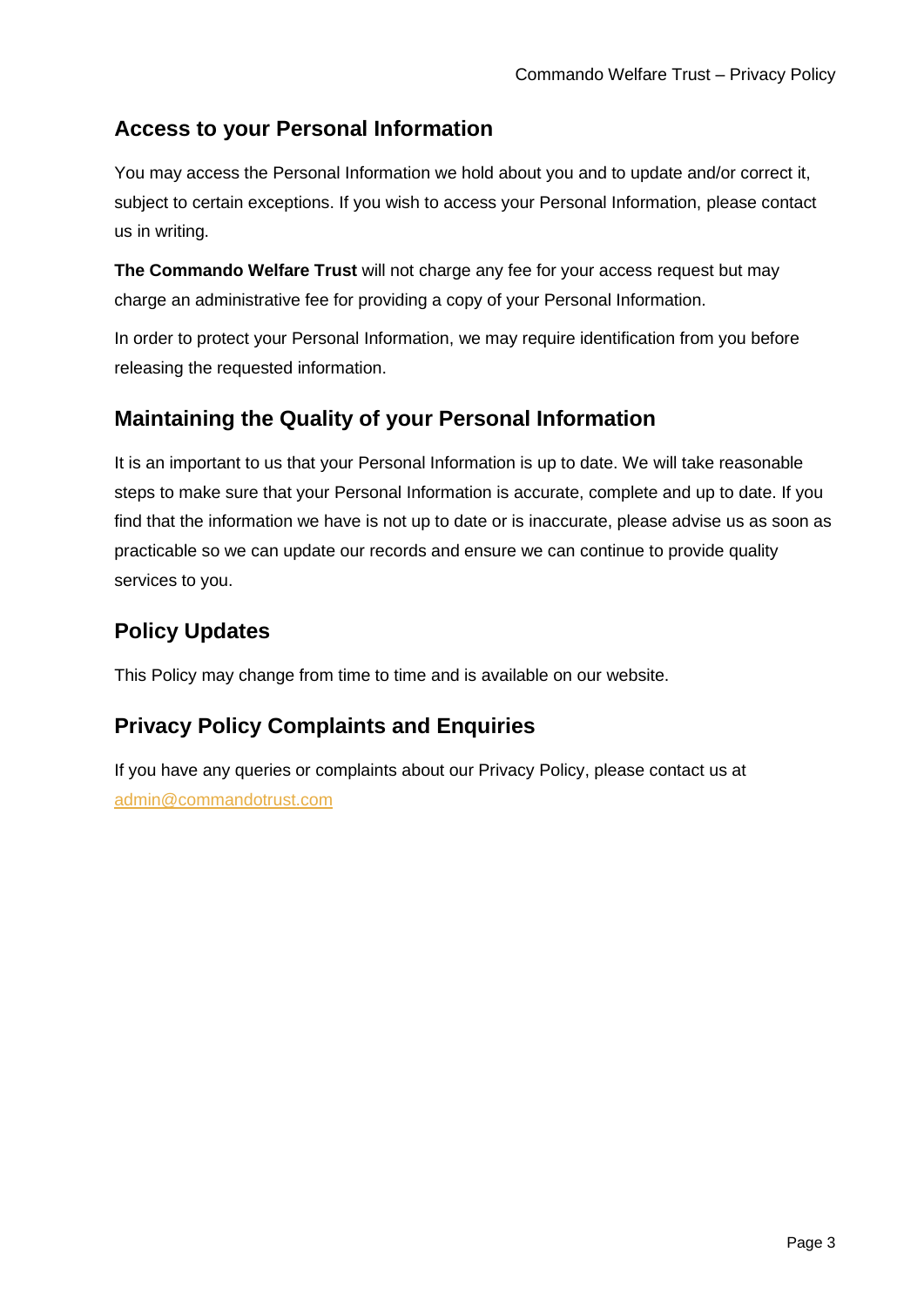## Access to your Personal Information

You may access the Personal Information we hold about you and to update and/or correct it, subject to certain exceptions. If you wish to access your Personal Information, please contact us in writing.

**The Commando Welfare Trust** will not charge any fee for your access request but may charge an administrative fee for providing a copy of your Personal Information.

In order to protect your Personal Information, we may require identification from you before releasing the requested information.

## Maintaining the Quality of your Personal Information

It is an important to us that your Personal Information is up to date. We will take reasonable steps to make sure that your Personal Information is accurate, complete and up to date. If you find that the information we have is not up to date or is inaccurate, please advise us as soon as practicable so we can update our records and ensure we can continue to provide quality services to you.

## Policy Updates

This Policy may change from time to time and is available on our website.

## Privacy Policy Complaints and Enquiries

If you have any queries or complaints about our Privacy Policy, please contact us at admin@commandotrust.com